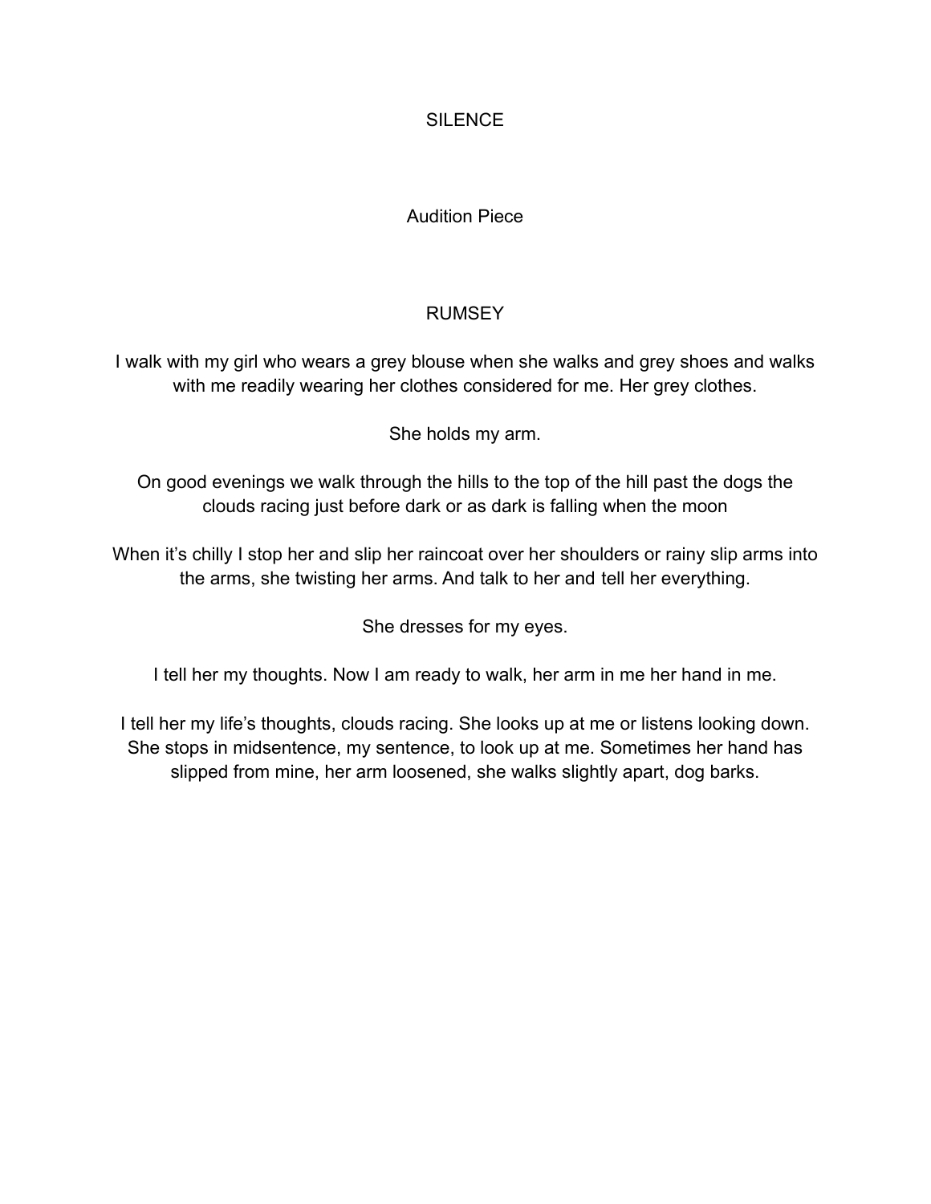# SILENCE

## Audition Piece

### RUMSEY

I walk with my girl who wears a grey blouse when she walks and grey shoes and walks with me readily wearing her clothes considered for me. Her grey clothes.

She holds my arm.

On good evenings we walk through the hills to the top of the hill past the dogs the clouds racing just before dark or as dark is falling when the moon

When it's chilly I stop her and slip her raincoat over her shoulders or rainy slip arms into the arms, she twisting her arms. And talk to her and tell her everything.

She dresses for my eyes.

I tell her my thoughts. Now I am ready to walk, her arm in me her hand in me.

I tell her my life's thoughts, clouds racing. She looks up at me or listens looking down. She stops in midsentence, my sentence, to look up at me. Sometimes her hand has slipped from mine, her arm loosened, she walks slightly apart, dog barks.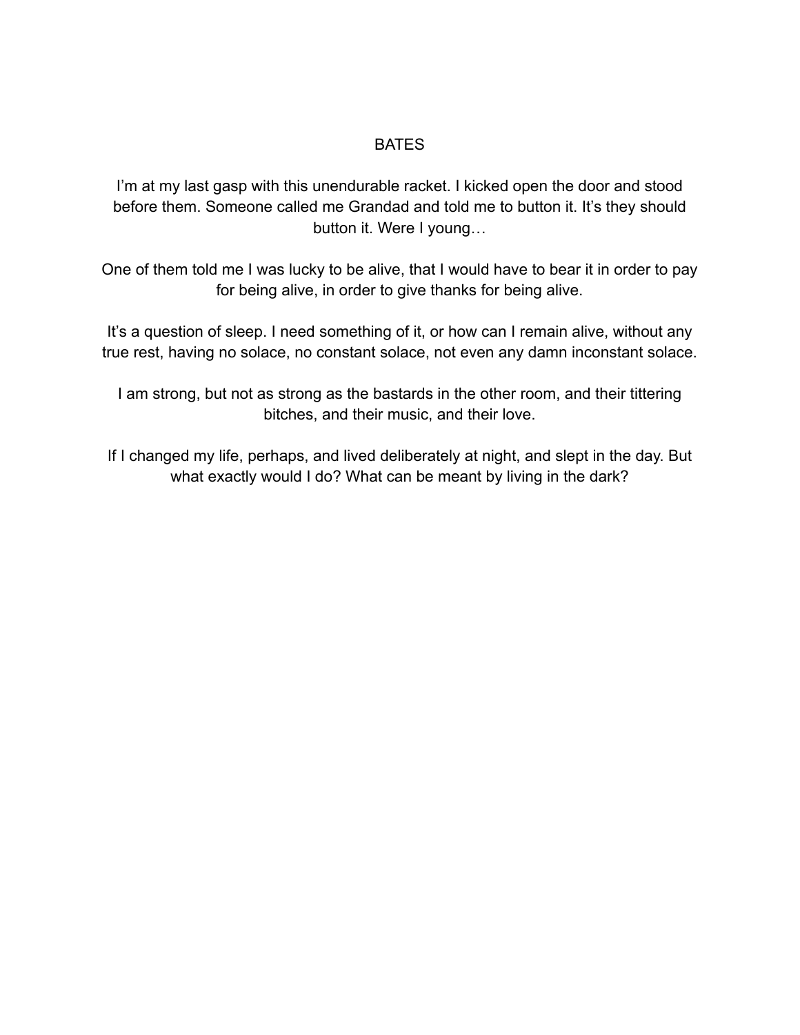## BATES

I'm at my last gasp with this unendurable racket. I kicked open the door and stood before them. Someone called me Grandad and told me to button it. It's they should button it. Were I young…

One of them told me I was lucky to be alive, that I would have to bear it in order to pay for being alive, in order to give thanks for being alive.

It's a question of sleep. I need something of it, or how can I remain alive, without any true rest, having no solace, no constant solace, not even any damn inconstant solace.

I am strong, but not as strong as the bastards in the other room, and their tittering bitches, and their music, and their love.

If I changed my life, perhaps, and lived deliberately at night, and slept in the day. But what exactly would I do? What can be meant by living in the dark?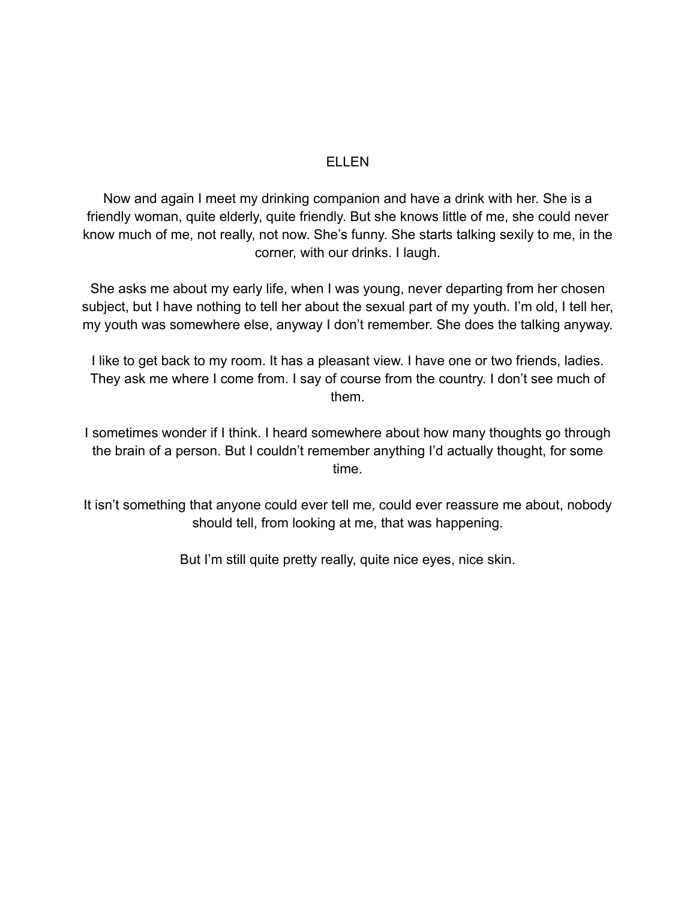# ELLEN

Now and again I meet my drinking companion and have a drink with her. She is a friendly woman, quite elderly, quite friendly. But she knows little of me, she could never know much of me, not really, not now. She's funny. She starts talking sexily to me, in the corner, with our drinks. I laugh.

She asks me about my early life, when I was young, never departing from her chosen subject, but I have nothing to tell her about the sexual part of my youth. I'm old, I tell her, my youth was somewhere else, anyway I don't remember. She does the talking anyway.

I like to get back to my room. It has a pleasant view. I have one or two friends, ladies. They ask me where I come from. I say of course from the country. I don't see much of them.

I sometimes wonder if I think. I heard somewhere about how many thoughts go through the brain of a person. But I couldn't remember anything I'd actually thought, for some time.

It isn't something that anyone could ever tell me, could ever reassure me about, nobody should tell, from looking at me, that was happening.

But I'm still quite pretty really, quite nice eyes, nice skin.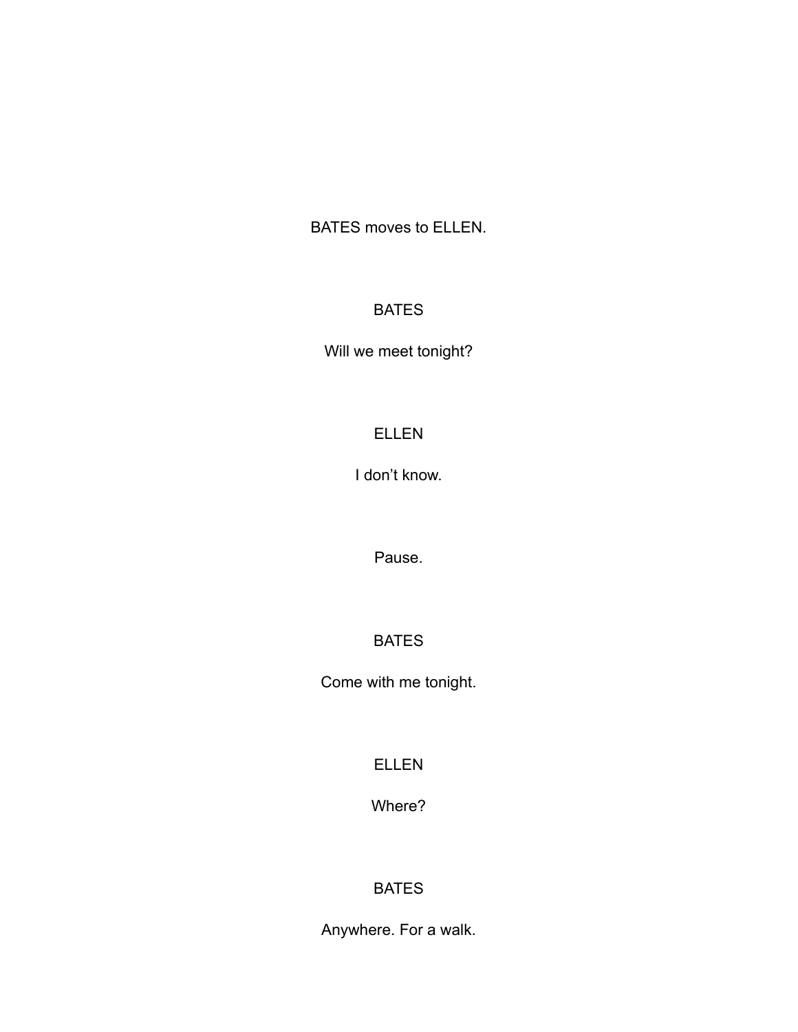BATES moves to ELLEN.

BATES

Will we meet tonight?

ELLEN

I don't know.

Pause.

BATES

Come with me tonight.

ELLEN

Where?

BATES

Anywhere. For a walk.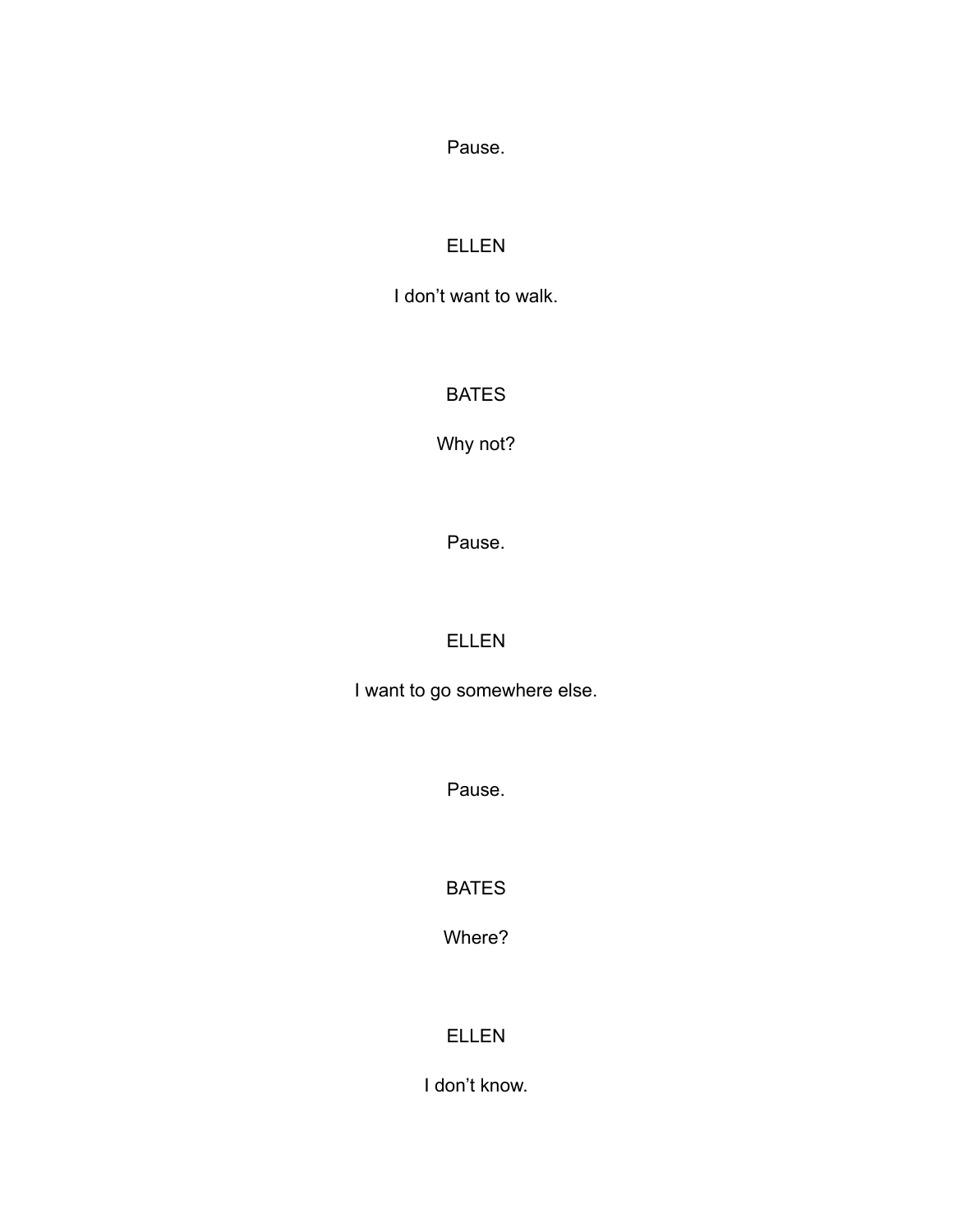Pause.

ELLEN

I don’t want to walk.

BATES

Why not?

Pause.

ELLEN

I want to go somewhere else.

Pause.

BATES

Where?

ELLEN

I don’t know.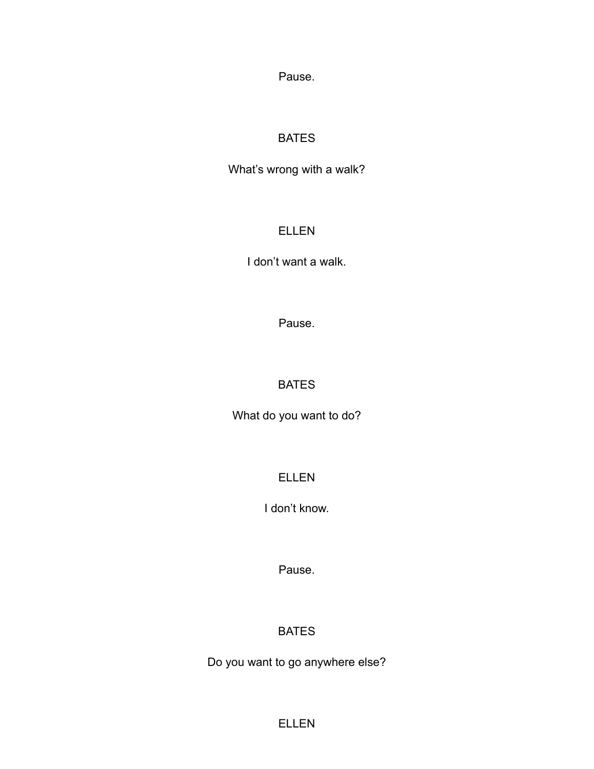Pause.

BATES

What's wrong with a walk?

ELLEN

I don't want a walk.

Pause.

BATES

What do you want to do?

ELLEN

I don't know.

Pause.

BATES

Do you want to go anywhere else?

ELLEN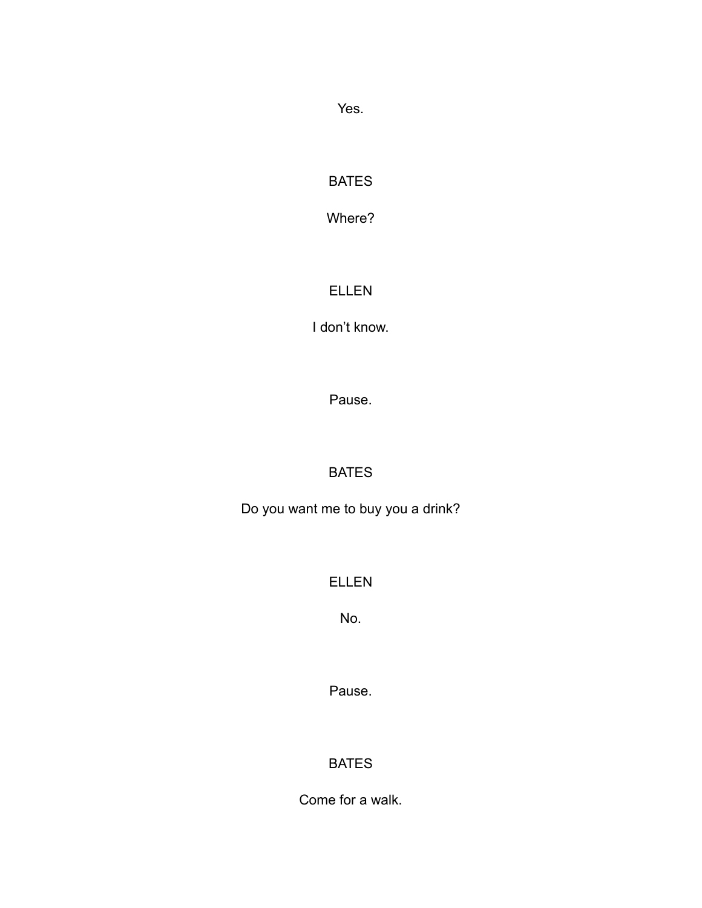Yes.

BATES

Where?

ELLEN

I don’t know.

Pause.

BATES

Do you want me to buy you a drink?

ELLEN

No.

Pause.

BATES

Come for a walk.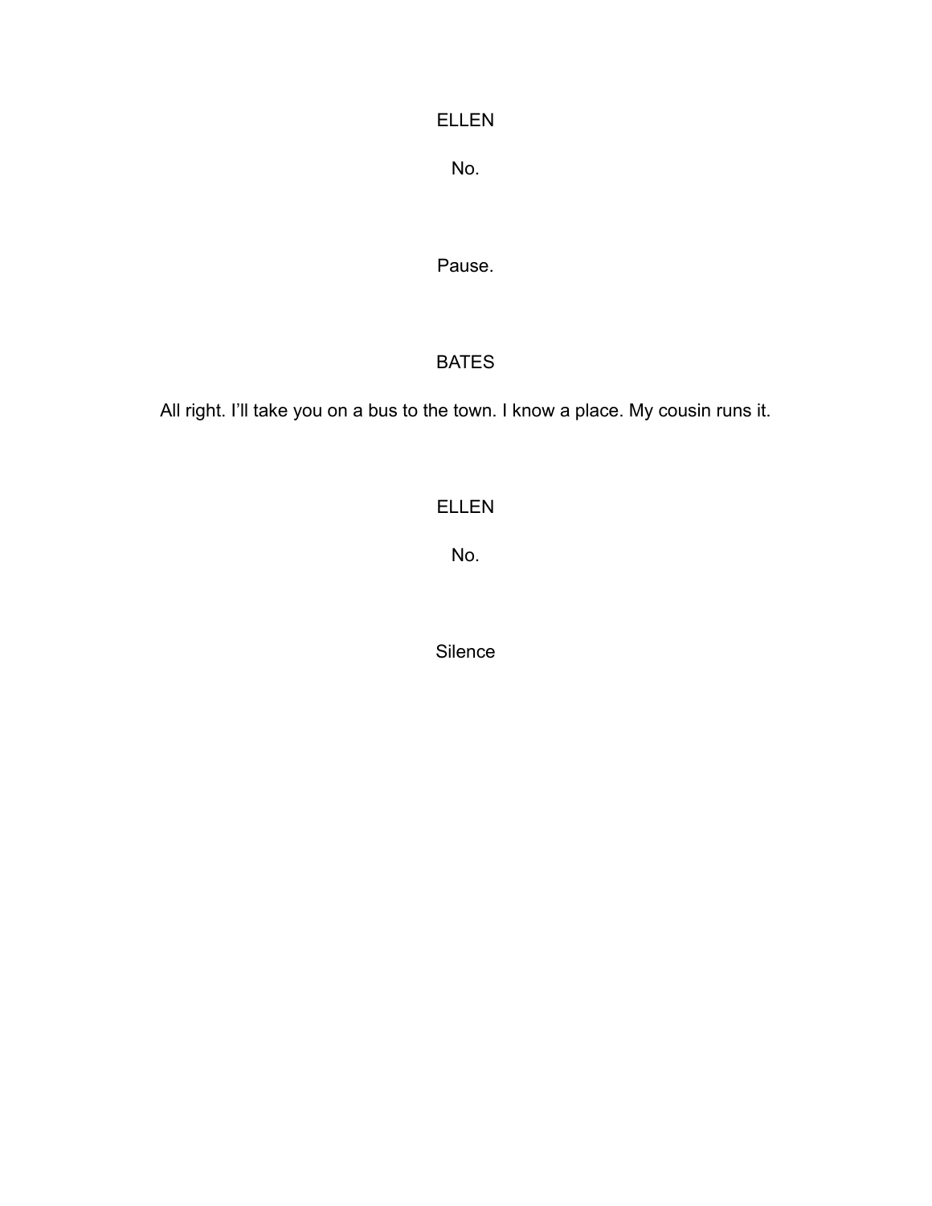ELLEN

No.

Pause.

BATES

All right. I'll take you on a bus to the town. I know a place. My cousin runs it.

ELLEN

No.

Silence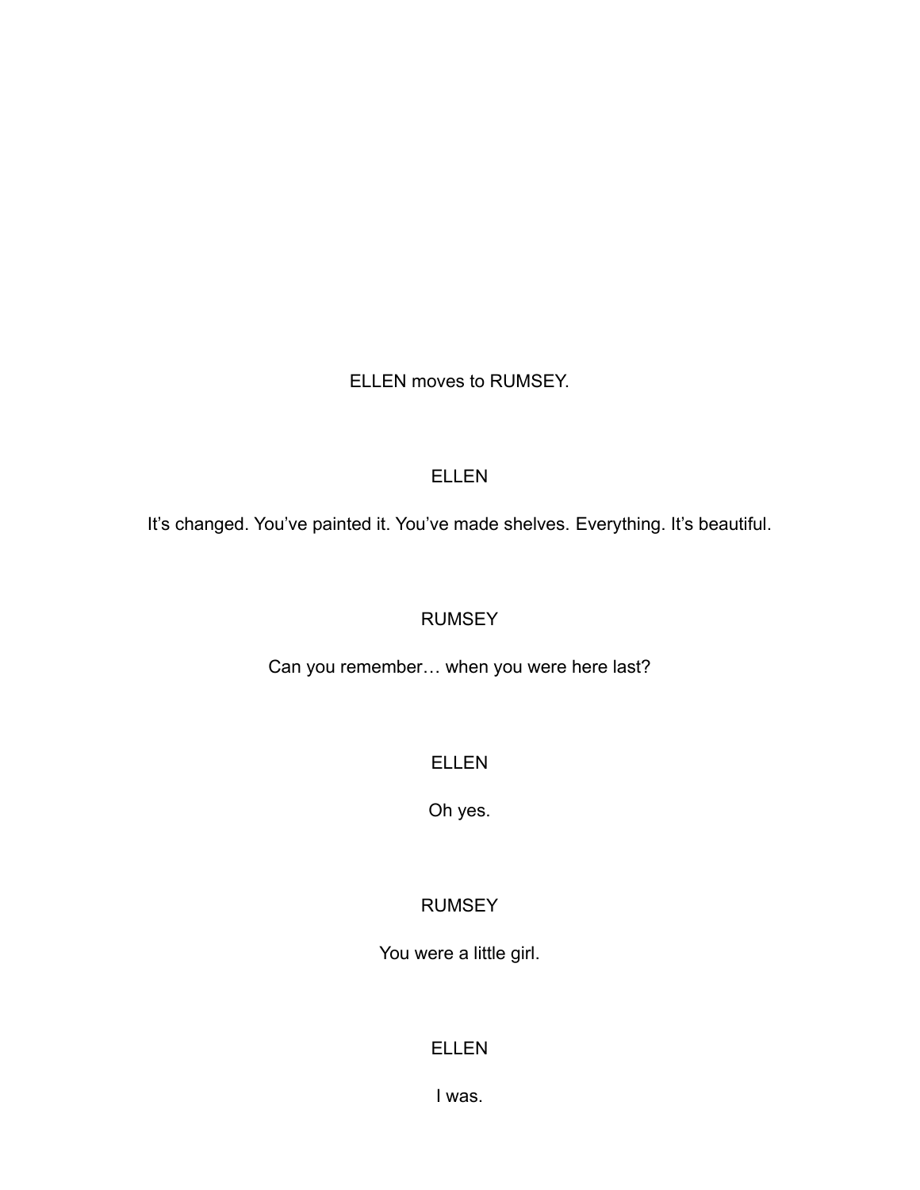ELLEN moves to RUMSEY.

ELLEN

It’s changed. You’ve painted it. You’ve made shelves. Everything. It’s beautiful.

RUMSEY

Can you remember… when you were here last?

ELLEN

Oh yes.

RUMSEY

You were a little girl.

ELLEN

I was.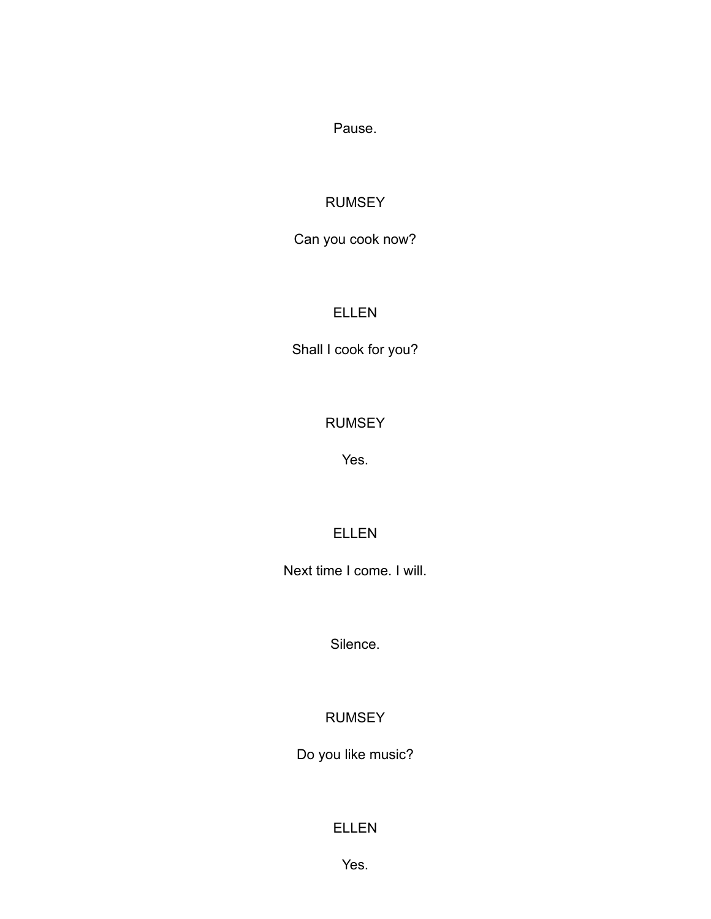Pause.

RUMSEY

Can you cook now?

ELLEN

Shall I cook for you?

RUMSEY

Yes.

ELLEN

Next time I come. I will.

Silence.

RUMSEY

Do you like music?

ELLEN

Yes.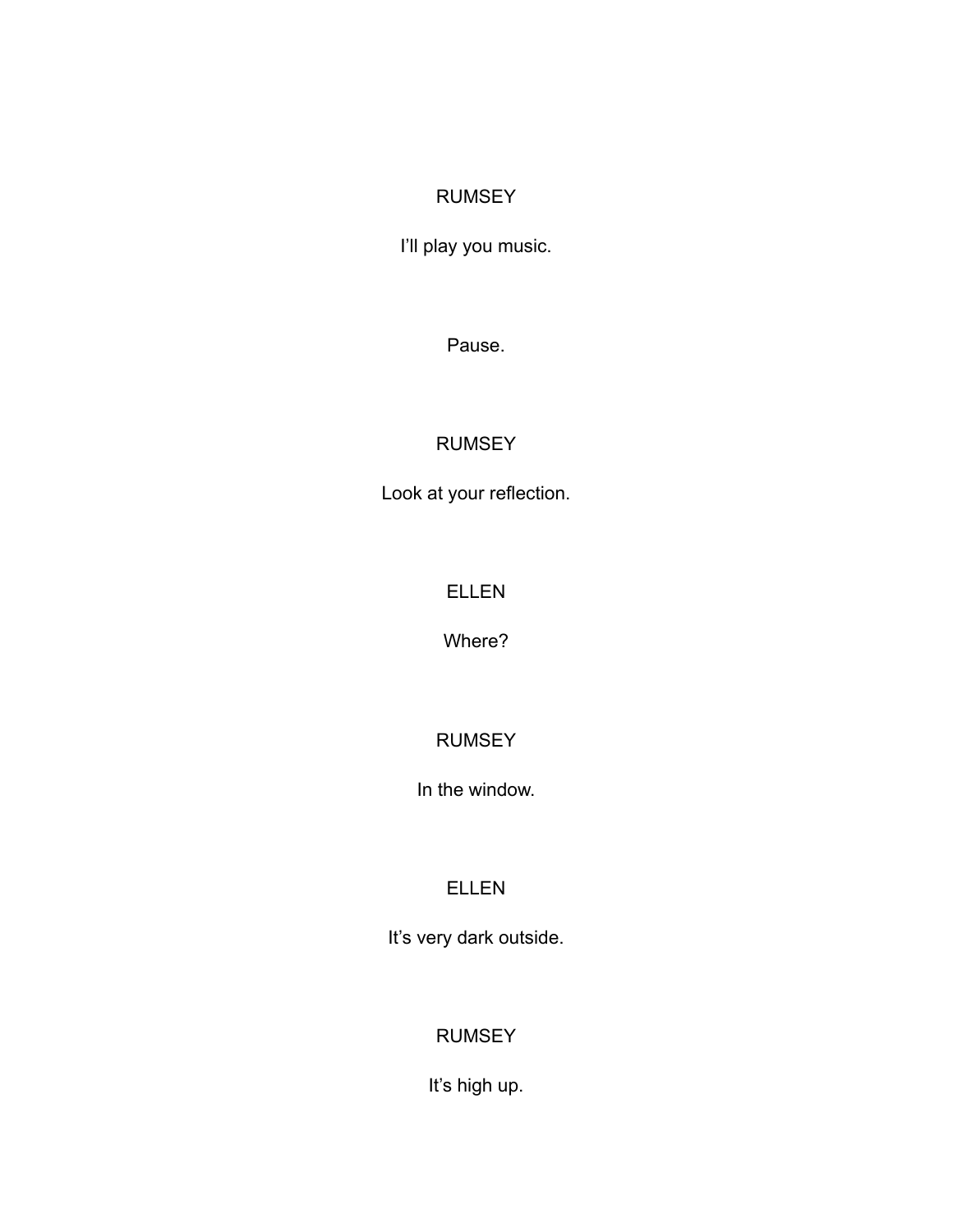RUMSEY

I’ll play you music.

Pause.

RUMSEY

Look at your reflection.

ELLEN

Where?

RUMSEY

In the window.

ELLEN

It’s very dark outside.

RUMSEY

It’s high up.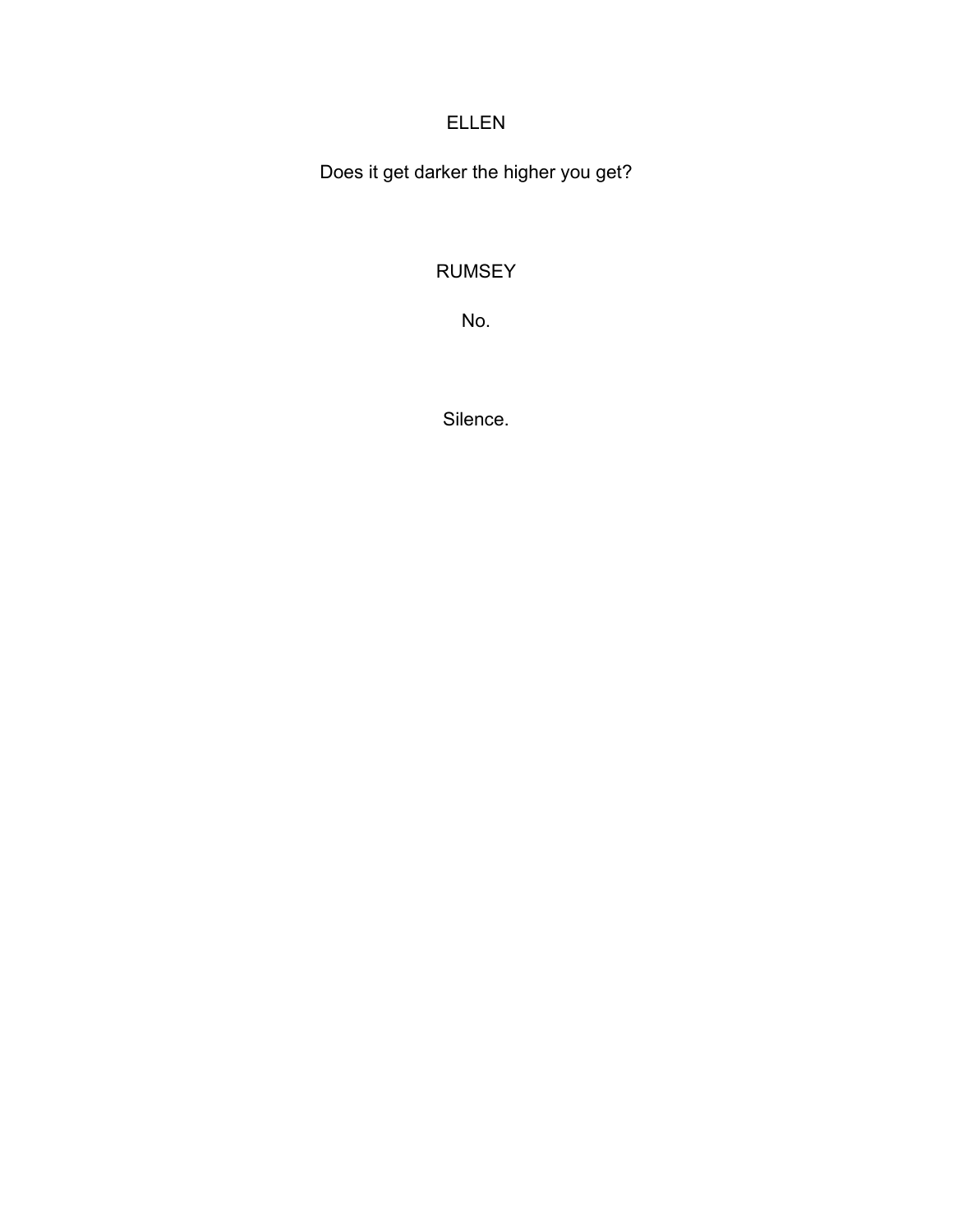ELLEN

Does it get darker the higher you get?

RUMSEY

No.

Silence.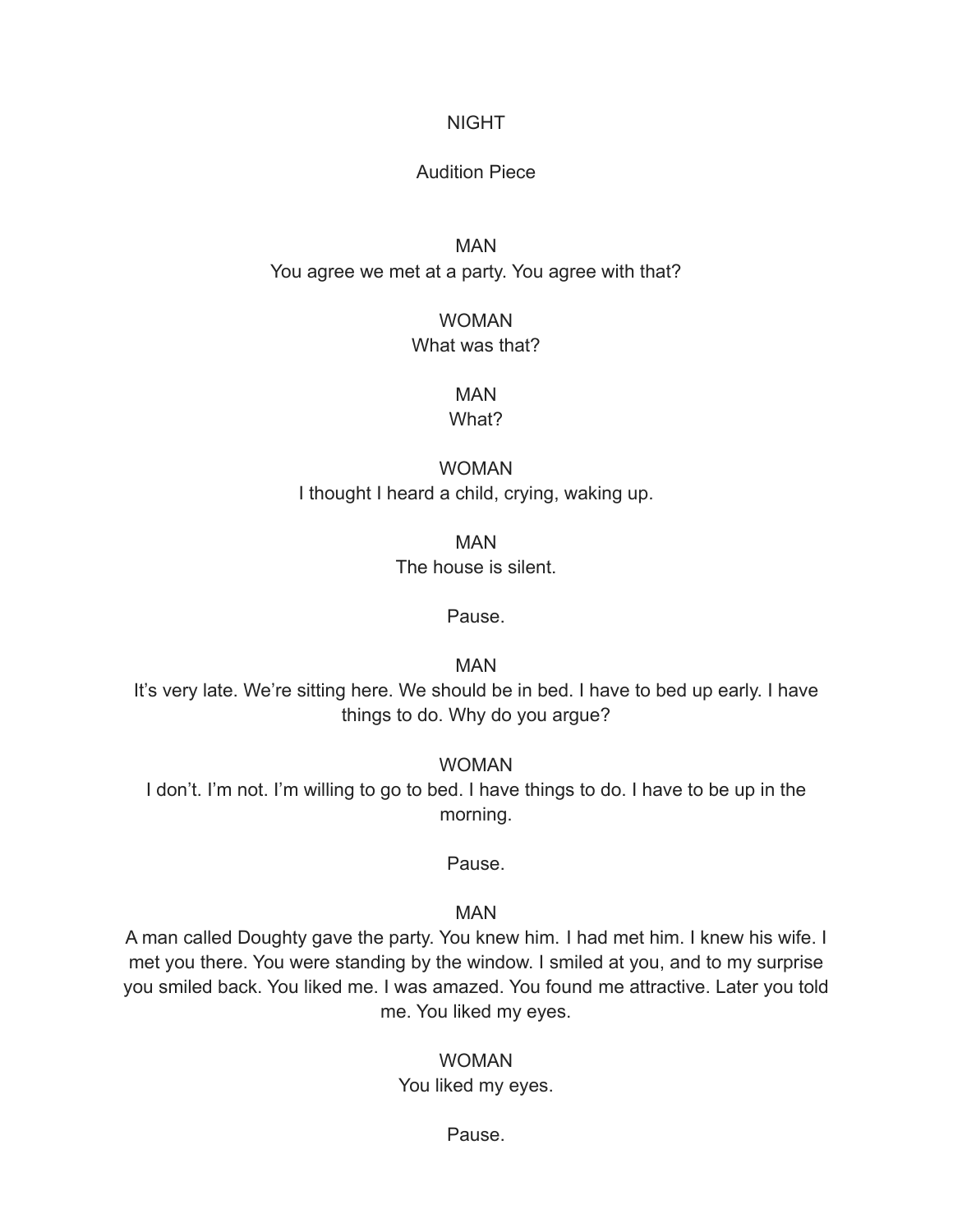NIGHT

Audition Piece

MAN

You agree we met at a party. You agree with that?

WOMAN

What was that?

MAN

What?

WOMAN

I thought I heard a child, crying, waking up.

MAN

The house is silent.

Pause.

MAN

It's very late. We're sitting here. We should be in bed. I have to bed up early. I have things to do. Why do you argue?

WOMAN

I don't. I'm not. I'm willing to go to bed. I have things to do. I have to be up in the morning.

Pause.

MAN

A man called Doughty gave the party. You knew him. I had met him. I knew his wife. I met you there. You were standing by the window. I smiled at you, and to my surprise you smiled back. You liked me. I was amazed. You found me attractive. Later you told me. You liked my eyes.

WOMAN

You liked my eyes.

Pause.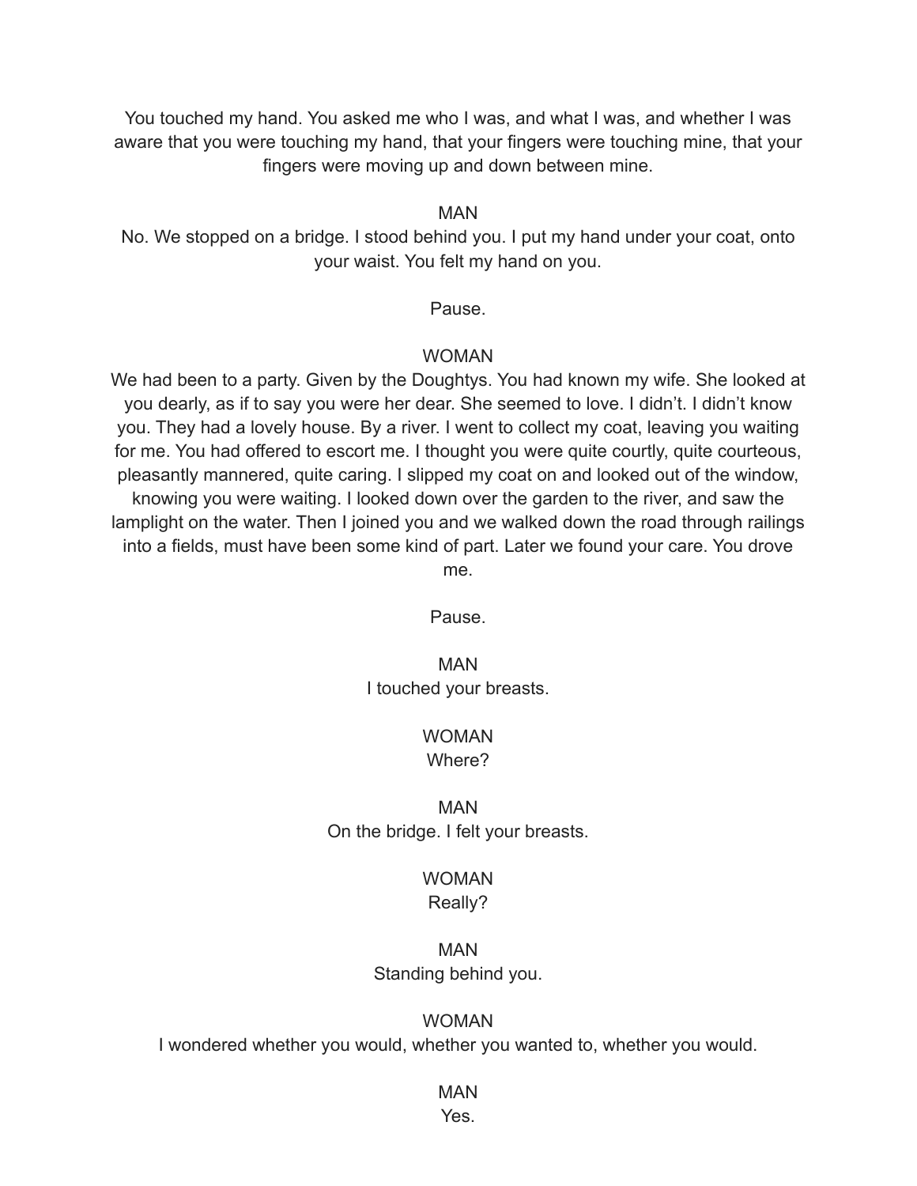You touched my hand. You asked me who I was, and what I was, and whether I was aware that you were touching my hand, that your fingers were touching mine, that your fingers were moving up and down between mine.

MAN

No. We stopped on a bridge. I stood behind you. I put my hand under your coat, onto your waist. You felt my hand on you.

Pause.

WOMAN

We had been to a party. Given by the Doughtys. You had known my wife. She looked at you dearly, as if to say you were her dear. She seemed to love. I didn't. I didn't know you. They had a lovely house. By a river. I went to collect my coat, leaving you waiting for me. You had offered to escort me. I thought you were quite courtly, quite courteous, pleasantly mannered, quite caring. I slipped my coat on and looked out of the window, knowing you were waiting. I looked down over the garden to the river, and saw the lamplight on the water. Then I joined you and we walked down the road through railings into a fields, must have been some kind of part. Later we found your care. You drove me.

Pause.

MAN

I touched your breasts.

WOMAN

Where?

MAN

On the bridge. I felt your breasts.

WOMAN

Really?

MAN

Standing behind you.

WOMAN

I wondered whether you would, whether you wanted to, whether you would.

MAN

Yes.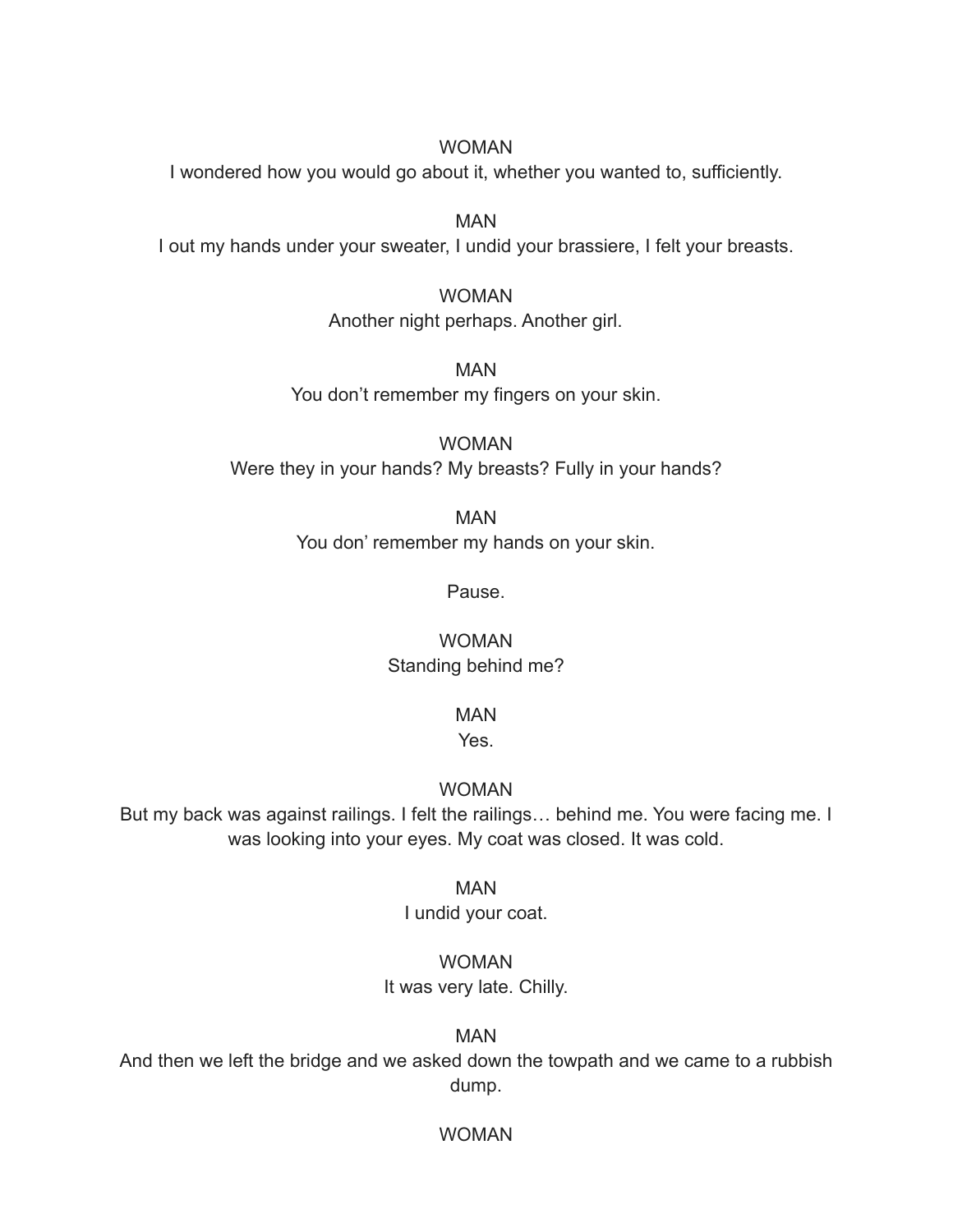WOMAN

I wondered how you would go about it, whether you wanted to, sufficiently.

MAN

I out my hands under your sweater, I undid your brassiere, I felt your breasts.

WOMAN

Another night perhaps. Another girl.

MAN

You don't remember my fingers on your skin.

WOMAN

Were they in your hands? My breasts? Fully in your hands?

MAN

You don' remember my hands on your skin.

Pause.

WOMAN

Standing behind me?

MAN

Yes.

WOMAN

But my back was against railings. I felt the railings… behind me. You were facing me. I was looking into your eyes. My coat was closed. It was cold.

MAN

I undid your coat.

WOMAN

It was very late. Chilly.

MAN

And then we left the bridge and we asked down the towpath and we came to a rubbish dump.

WOMAN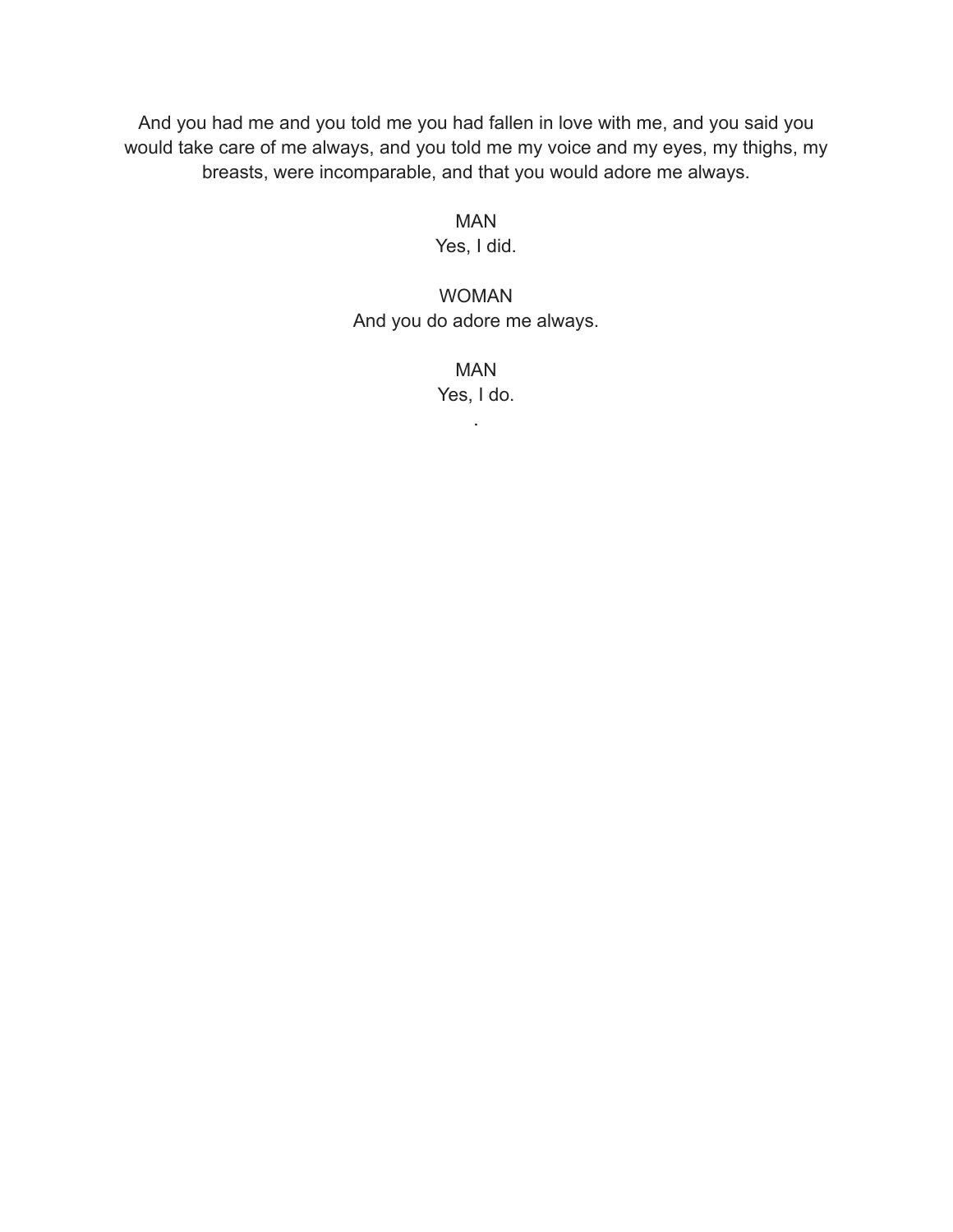And you had me and you told me you had fallen in love with me, and you said you would take care of me always, and you told me my voice and my eyes, my thighs, my breasts, were incomparable, and that you would adore me always.

MAN

Yes, I did.

WOMAN

And you do adore me always.

MAN

Yes, I do.

.